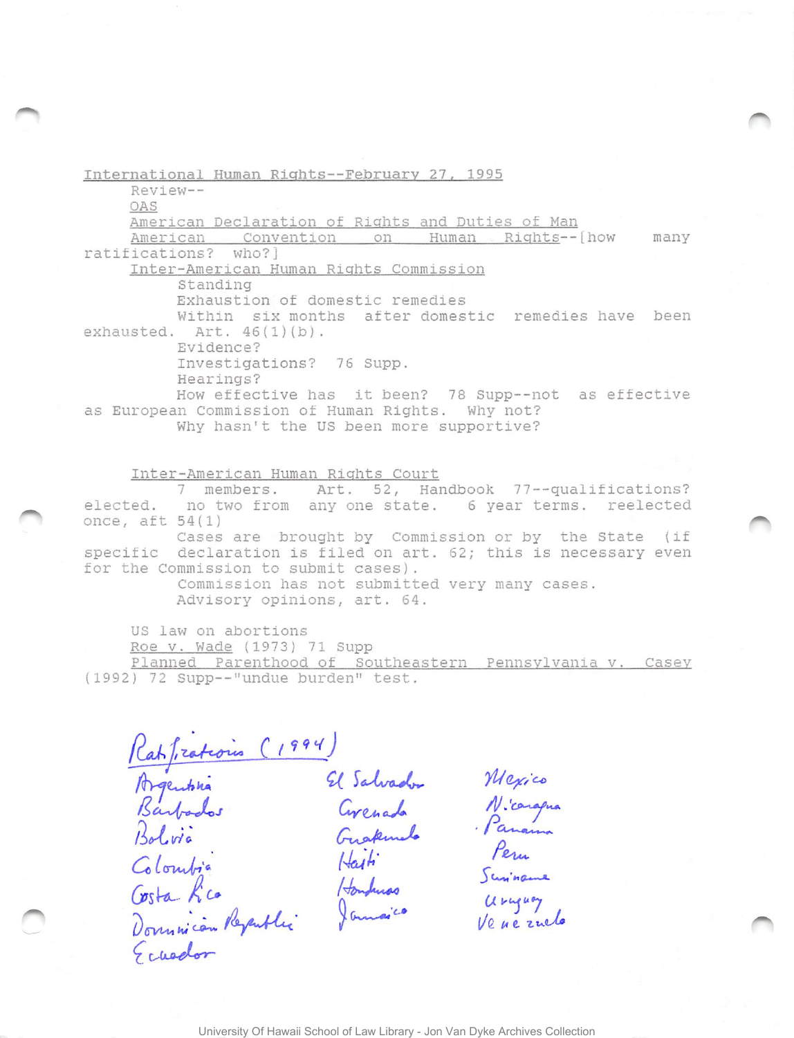International Human Rights--February 27, 1995

Review--

OAS

American Declaration of Rights and Duties of Man

American Convention on Human Rights--[how many ratifications? who?]

Inter-American Human Rights Commission

- Standing
- Exhaustion of domestic remedies
- Within six months after domestic remedies have been exhausted. Art. 46(1)(b).
- Evidence?
- Investigations? 76 Supp.
- Hearings?
- How effective has it been? 78 Supp--not as effective as European Commission of Human Rights. Why not?
- Why hasn't the US been more supportive?

Inter-American Human Rights Court

7 members. Art. 52, Handbook 77--qualifications? elected. no two from any one state. 6 year terms. reelected once, aft 54(1)

Cases are brought by Commission or by the State (if specific declaration is filed on art. 62; this is necessary even for the Commission to submit cases).

Commission has not submitted very many cases.

Advisory opinions, art. 64.

US law on abortions

Roe v. Wade (1973) 71 Supp

Planned Parenthood of Southeastern Pennsylvania v. Casey (1992) 72 Supp--"undue burden" test.

Ratifications (1994)

Argentina
Barbados
Bolivia
Colombia
Costa Rica
Dominican Republic
Ecuador
El Salvador
Grenada
Guatemala
Haiti
Honduras
Jamaica
Mexico
Nicaragua
Panama
Peru
Suriname
Uruguay
Venezuela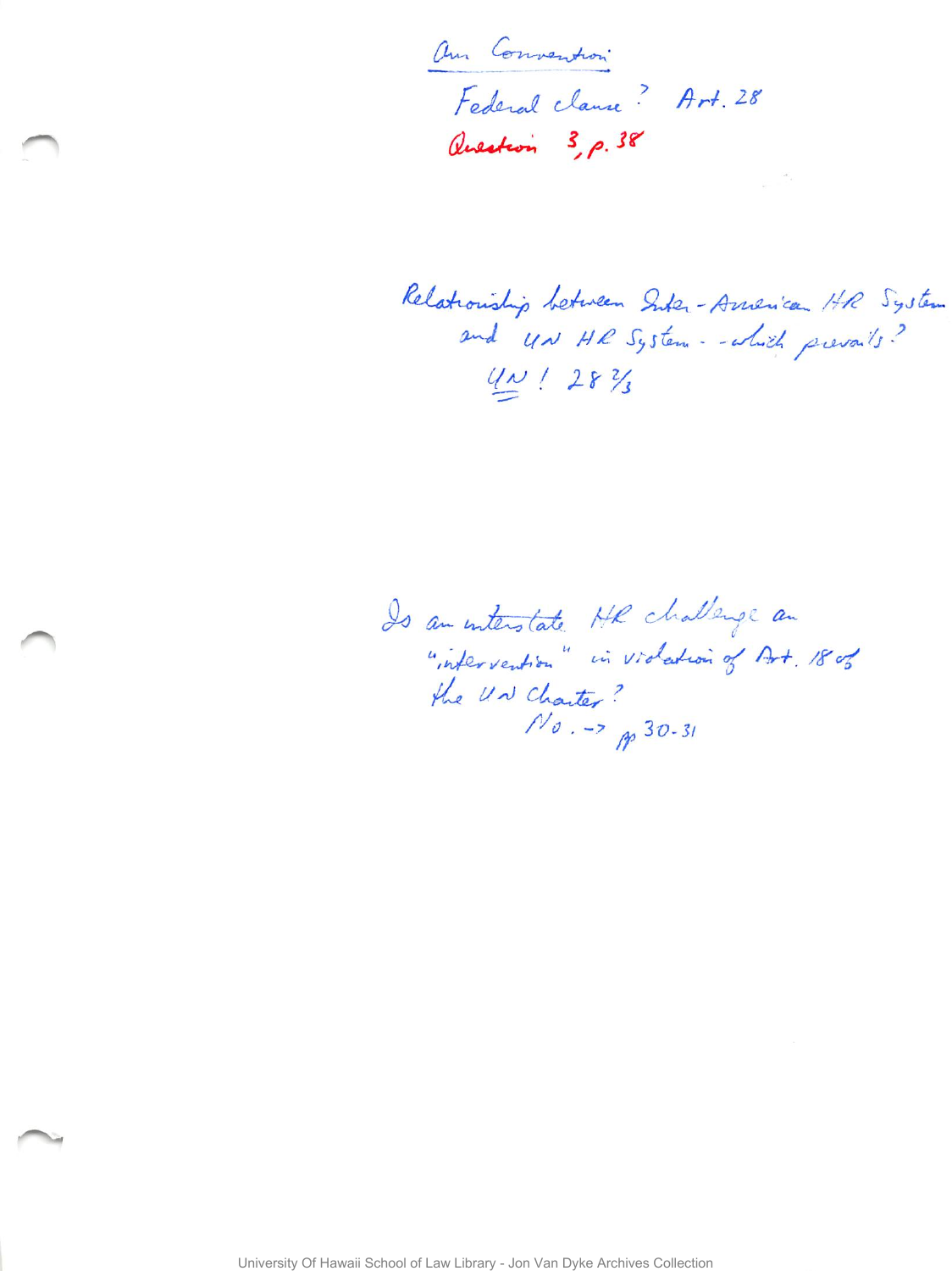<u>Am Convention:</u>

Federal clause? Art. 28

Question 3, p. 38

Relationship between Inter-American HR System and UN HR System — which prevails?

<u>UN</u>! 28 2/3

Is an interstate HR challenge an "intervention" in violation of Art. 18 of the UN Charter?

No. → pp 30-31

University Of Hawaii School of Law Library - Jon Van Dyke Archives Collection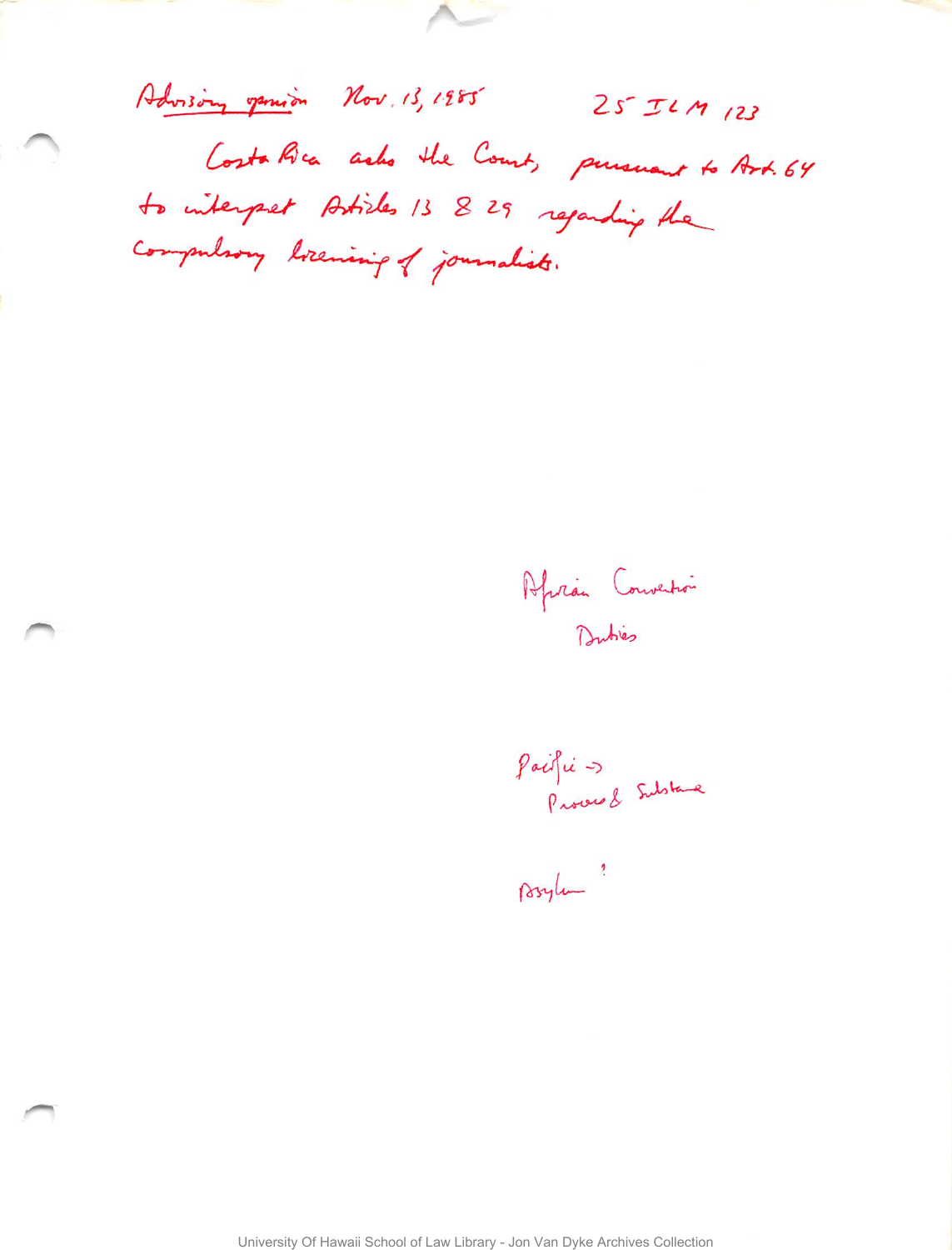<u>Advisory opinion</u> Nov. 13, 1985 25 ILM 123

Costa Rica asks the Court, pursuant to Art. 64 to interpret Articles 13 & 29 regarding the compulsory licensing of journalists.

African Convention
Duties

Pacific ->
Process & Substance

Asylum ?